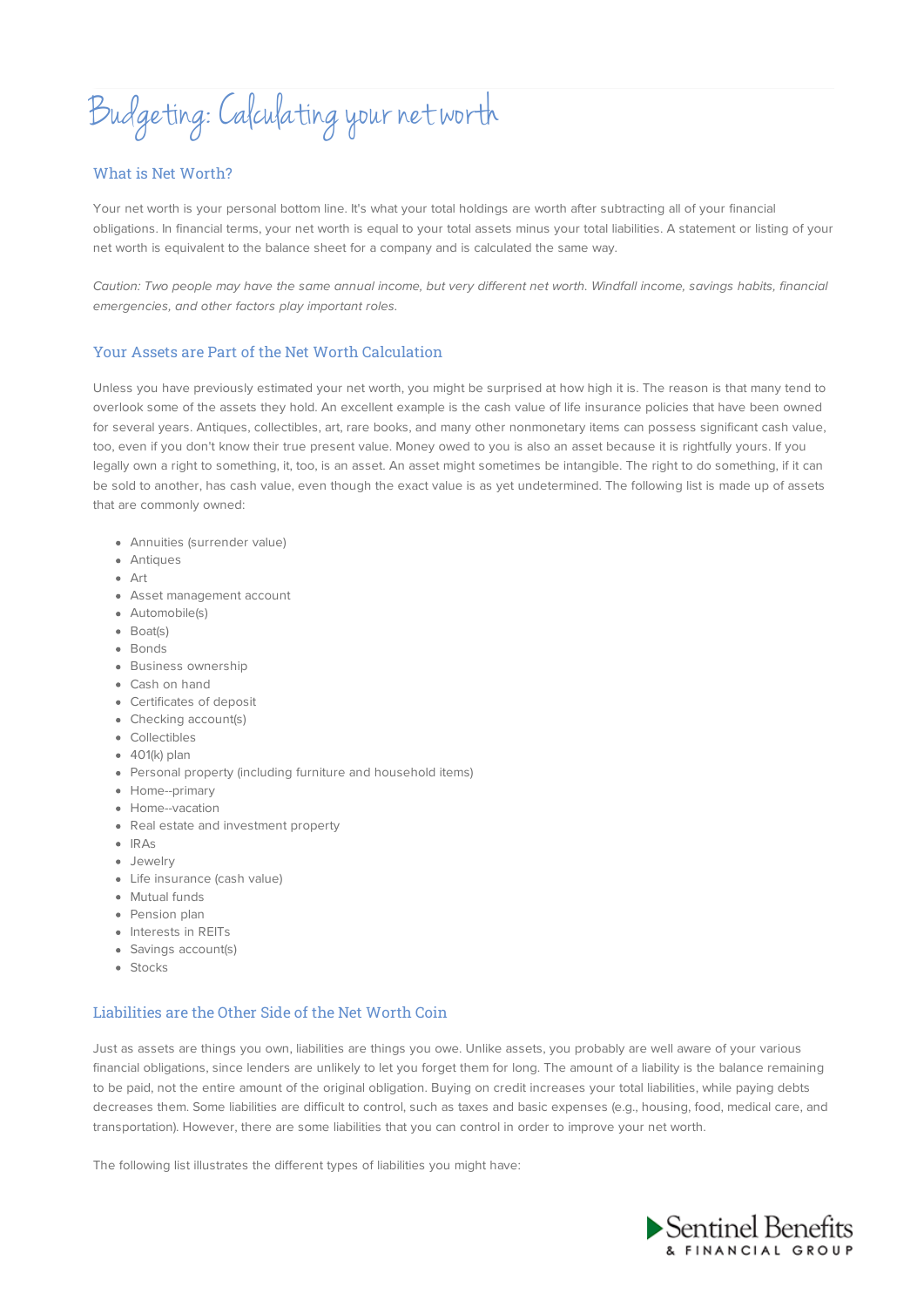# Budgeting: Calculating your net worth

## What is Net Worth?

Your net worth is your personal bottom line. It's what your total holdings are worth after subtracting all of your financial obligations. In financial terms, your net worth is equal to your total assets minus your total liabilities. A statement or listing of your net worth is equivalent to the balance sheet for a company and is calculated the same way.

*Caution: Two people may have the same annual income, but very different net worth. Windfall income, savings habits, financial emergencies, and other factors play important roles.*

## Your Assets are Part of the Net Worth Calculation

Unless you have previously estimated your net worth, you might be surprised at how high it is. The reason is that many tend to overlook some of the assets they hold. An excellent example is the cash value of life insurance policies that have been owned for several years. Antiques, collectibles, art, rare books, and many other nonmonetary items can possess significant cash value, too, even if you don't know their true present value. Money owed to you is also an asset because it is rightfully yours. If you legally own a right to something, it, too, is an asset. An asset might sometimes be intangible. The right to do something, if it can be sold to another, has cash value, even though the exact value is as yet undetermined. The following list is made up of assets that are commonly owned:

- Annuities (surrender value)
- Antiques
- Art
- Asset management account
- Automobile(s)
- Boat(s)
- Bonds
- Business ownership
- Cash on hand
- Certificates of deposit
- Checking account(s)
- Collectibles
- 401(k) plan
- Personal property (including furniture and household items)
- Home--primary
- Home--vacation
- Real estate and investment property
- IRAs
- Jewelry
- Life insurance (cash value)
- Mutual funds
- Pension plan
- Interests in REITs
- Savings account(s)
- Stocks

## Liabilities are the Other Side of the Net Worth Coin

Just as assets are things you own, liabilities are things you owe. Unlike assets, you probably are well aware of your various financial obligations, since lenders are unlikely to let you forget them for long. The amount of a liability is the balance remaining to be paid, not the entire amount of the original obligation. Buying on credit increases your total liabilities, while paying debts decreases them. Some liabilities are difficult to control, such as taxes and basic expenses (e.g., housing, food, medical care, and transportation). However, there are some liabilities that you can control in order to improve your net worth.

The following list illustrates the different types of liabilities you might have: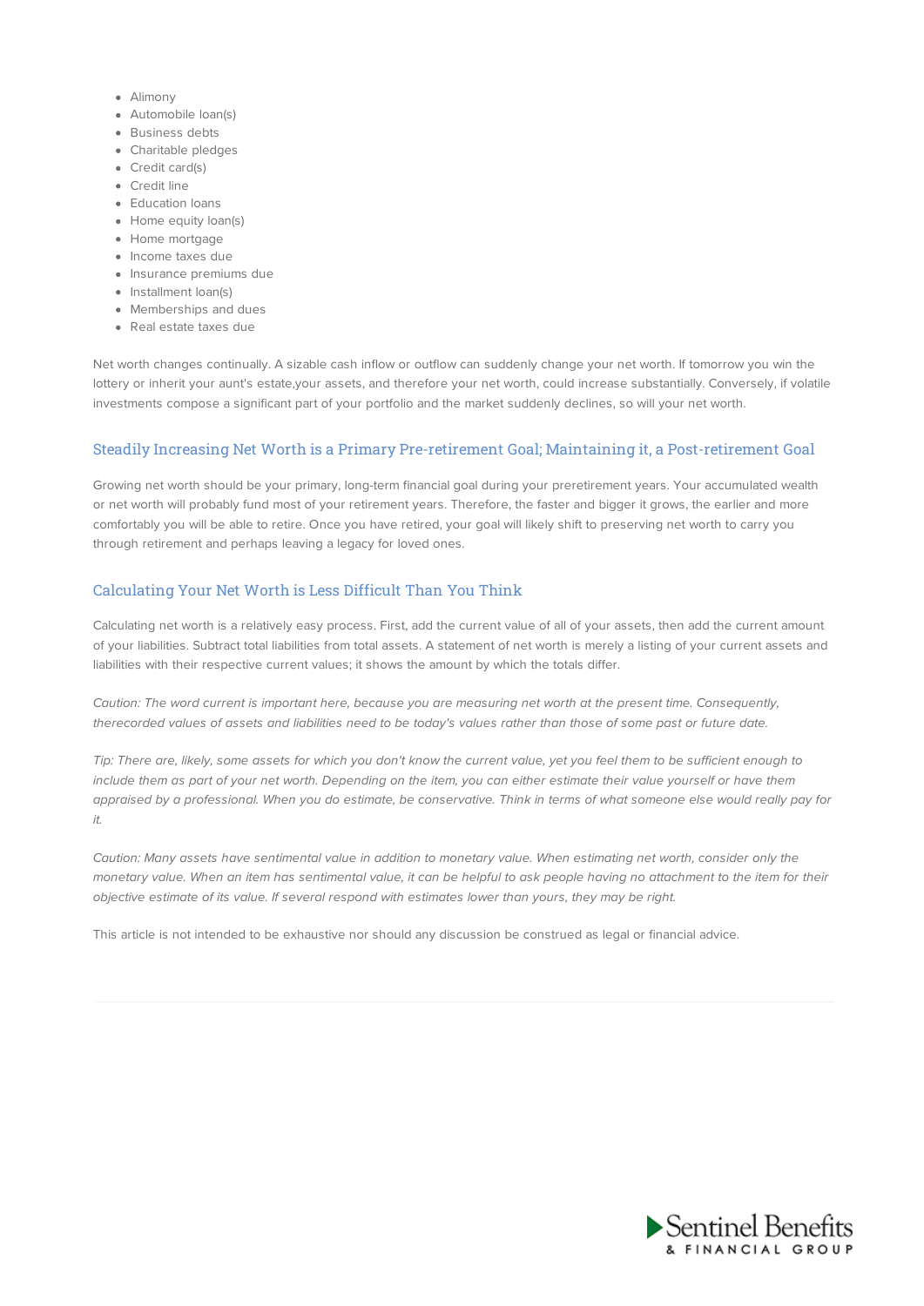- Alimony
- Automobile loan(s)
- Business debts
- Charitable pledges
- Credit card(s)
- Credit line
- Education loans
- Home equity loan(s)
- Home mortgage
- Income taxes due
- Insurance premiums due
- Installment loan(s)
- Memberships and dues
- Real estate taxes due

Net worth changes continually. A sizable cash inflow or outflow can suddenly change your net worth. If tomorrow you win the lottery or inherit your aunt's estate,your assets, and therefore your net worth, could increase substantially. Conversely, if volatile investments compose a significant part of your portfolio and the market suddenly declines, so will your net worth.

## Steadily Increasing Net Worth is a Primary Pre-retirement Goal; Maintaining it, a Post-retirement Goal

Growing net worth should be your primary, long-term financial goal during your preretirement years. Your accumulated wealth or net worth will probably fund most of your retirement years. Therefore, the faster and bigger it grows, the earlier and more comfortably you will be able to retire. Once you have retired, your goal will likely shift to preserving net worth to carry you through retirement and perhaps leaving a legacy for loved ones.

## Calculating Your Net Worth is Less Difficult Than You Think

Calculating net worth is a relatively easy process. First, add the current value of all of your assets, then add the current amount of your liabilities. Subtract total liabilities from total assets. A statement of net worth is merely a listing of your current assets and liabilities with their respective current values; it shows the amount by which the totals differ.

*Caution: The word current is important here, because you are measuring net worth at the present time. Consequently, therecorded values of assets and liabilities need to be today's values rather than those of some past or future date.*

*Tip: There are, likely, some assets for which you don't know the current value, yet you feel them to be sufficient enough to include them as part of your net worth. Depending on the item, you can either estimate their value yourself or have them appraised by a professional. When you do estimate, be conservative. Think in terms of what someone else would really pay for it.*

*Caution: Many assets have sentimental value in addition to monetary value. When estimating net worth, consider only the monetary value. When an item has sentimental value, it can be helpful to ask people having no attachment to the item for their objective estimate of its value. If several respond with estimates lower than yours, they may be right.*

This article is not intended to be exhaustive nor should any discussion be construed as legal or financial advice.